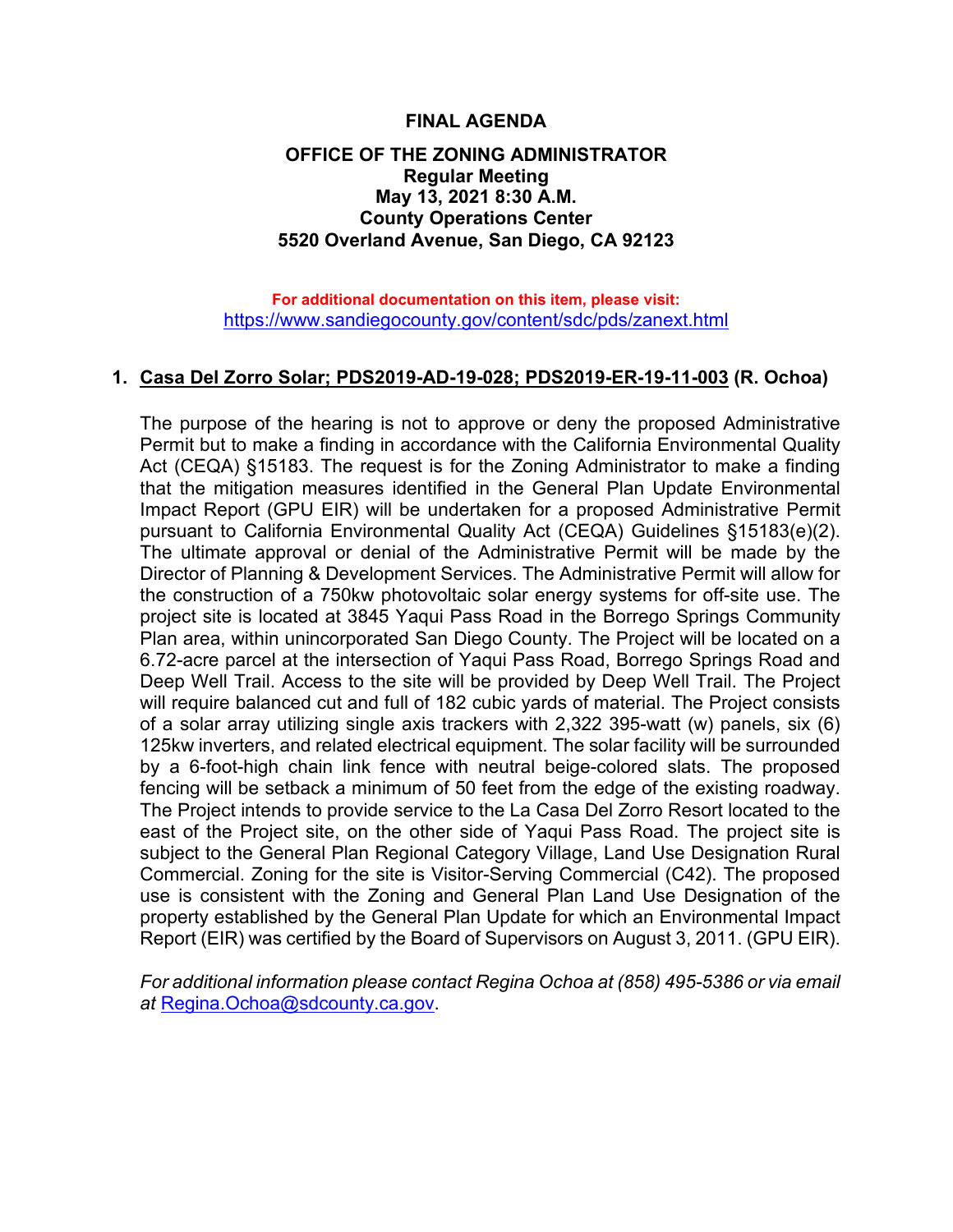# FINAL AGENDA

## OFFICE OF THE ZONING ADMINISTRATOR
**Regular Meeting**
**May 13, 2021 8:30 A.M.**
**County Operations Center**
**5520 Overland Avenue, San Diego, CA 92123**

**For additional documentation on this item, please visit:**
https://www.sandiegocounty.gov/content/sdc/pds/zanext.html

**1. <u>Casa Del Zorro Solar; PDS2019-AD-19-028; PDS2019-ER-19-11-003</u> (R. Ochoa)**

The purpose of the hearing is not to approve or deny the proposed Administrative Permit but to make a finding in accordance with the California Environmental Quality Act (CEQA) §15183. The request is for the Zoning Administrator to make a finding that the mitigation measures identified in the General Plan Update Environmental Impact Report (GPU EIR) will be undertaken for a proposed Administrative Permit pursuant to California Environmental Quality Act (CEQA) Guidelines §15183(e)(2). The ultimate approval or denial of the Administrative Permit will be made by the Director of Planning & Development Services. The Administrative Permit will allow for the construction of a 750kw photovoltaic solar energy systems for off-site use. The project site is located at 3845 Yaqui Pass Road in the Borrego Springs Community Plan area, within unincorporated San Diego County. The Project will be located on a 6.72-acre parcel at the intersection of Yaqui Pass Road, Borrego Springs Road and Deep Well Trail. Access to the site will be provided by Deep Well Trail. The Project will require balanced cut and full of 182 cubic yards of material. The Project consists of a solar array utilizing single axis trackers with 2,322 395-watt (w) panels, six (6) 125kw inverters, and related electrical equipment. The solar facility will be surrounded by a 6-foot-high chain link fence with neutral beige-colored slats. The proposed fencing will be setback a minimum of 50 feet from the edge of the existing roadway. The Project intends to provide service to the La Casa Del Zorro Resort located to the east of the Project site, on the other side of Yaqui Pass Road. The project site is subject to the General Plan Regional Category Village, Land Use Designation Rural Commercial. Zoning for the site is Visitor-Serving Commercial (C42). The proposed use is consistent with the Zoning and General Plan Land Use Designation of the property established by the General Plan Update for which an Environmental Impact Report (EIR) was certified by the Board of Supervisors on August 3, 2011. (GPU EIR).

*For additional information please contact Regina Ochoa at (858) 495-5386 or via email at* Regina.Ochoa@sdcounty.ca.gov.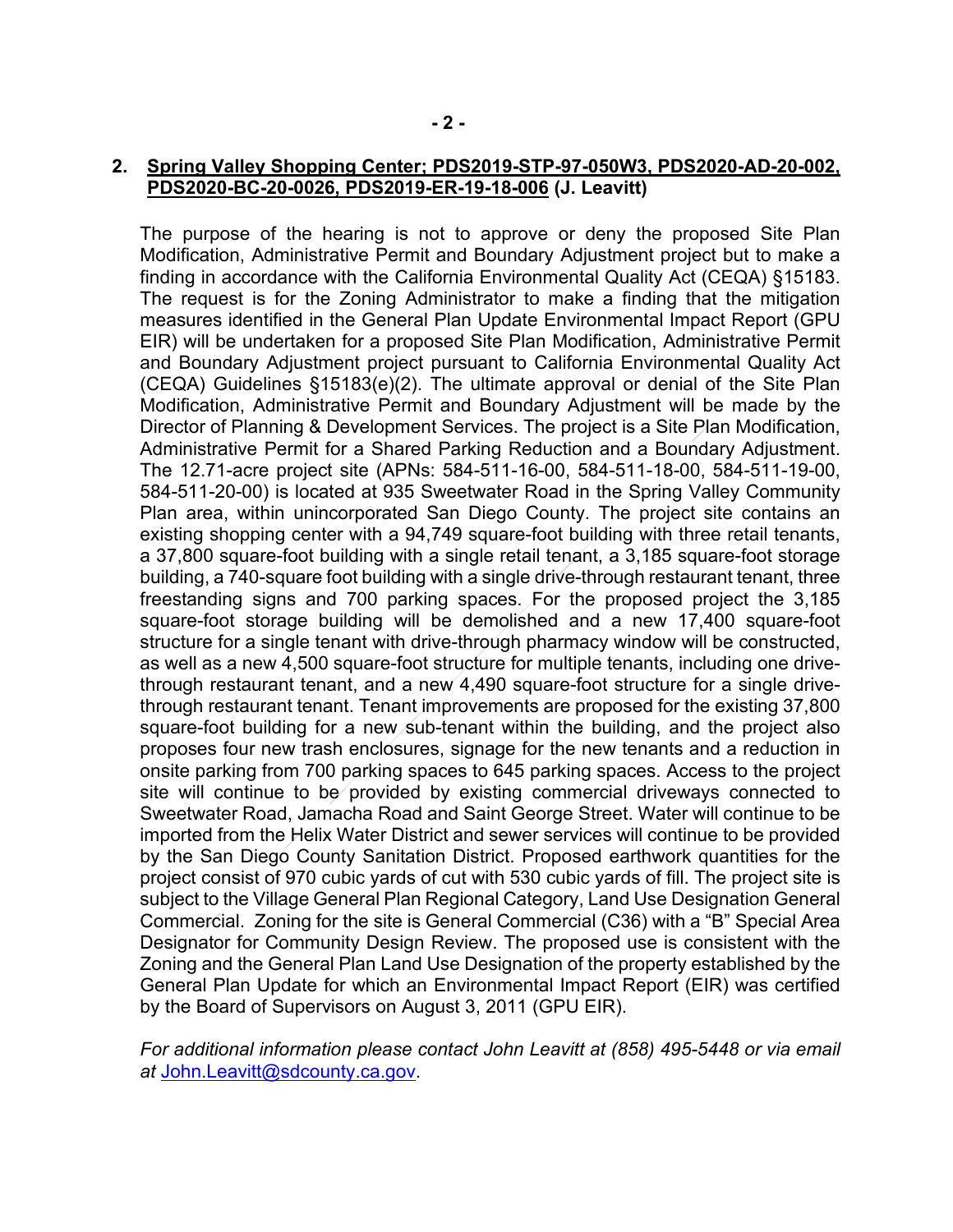2. **<u>Spring Valley Shopping Center; PDS2019-STP-97-050W3, PDS2020-AD-20-002, PDS2020-BC-20-0026, PDS2019-ER-19-18-006</u> (J. Leavitt)**

The purpose of the hearing is not to approve or deny the proposed Site Plan Modification, Administrative Permit and Boundary Adjustment project but to make a finding in accordance with the California Environmental Quality Act (CEQA) §15183. The request is for the Zoning Administrator to make a finding that the mitigation measures identified in the General Plan Update Environmental Impact Report (GPU EIR) will be undertaken for a proposed Site Plan Modification, Administrative Permit and Boundary Adjustment project pursuant to California Environmental Quality Act (CEQA) Guidelines §15183(e)(2). The ultimate approval or denial of the Site Plan Modification, Administrative Permit and Boundary Adjustment will be made by the Director of Planning & Development Services. The project is a Site Plan Modification, Administrative Permit for a Shared Parking Reduction and a Boundary Adjustment. The 12.71-acre project site (APNs: 584-511-16-00, 584-511-18-00, 584-511-19-00, 584-511-20-00) is located at 935 Sweetwater Road in the Spring Valley Community Plan area, within unincorporated San Diego County. The project site contains an existing shopping center with a 94,749 square-foot building with three retail tenants, a 37,800 square-foot building with a single retail tenant, a 3,185 square-foot storage building, a 740-square foot building with a single drive-through restaurant tenant, three freestanding signs and 700 parking spaces. For the proposed project the 3,185 square-foot storage building will be demolished and a new 17,400 square-foot structure for a single tenant with drive-through pharmacy window will be constructed, as well as a new 4,500 square-foot structure for multiple tenants, including one drive-through restaurant tenant, and a new 4,490 square-foot structure for a single drive-through restaurant tenant. Tenant improvements are proposed for the existing 37,800 square-foot building for a new sub-tenant within the building, and the project also proposes four new trash enclosures, signage for the new tenants and a reduction in onsite parking from 700 parking spaces to 645 parking spaces. Access to the project site will continue to be provided by existing commercial driveways connected to Sweetwater Road, Jamacha Road and Saint George Street. Water will continue to be imported from the Helix Water District and sewer services will continue to be provided by the San Diego County Sanitation District. Proposed earthwork quantities for the project consist of 970 cubic yards of cut with 530 cubic yards of fill. The project site is subject to the Village General Plan Regional Category, Land Use Designation General Commercial. Zoning for the site is General Commercial (C36) with a "B" Special Area Designator for Community Design Review. The proposed use is consistent with the Zoning and the General Plan Land Use Designation of the property established by the General Plan Update for which an Environmental Impact Report (EIR) was certified by the Board of Supervisors on August 3, 2011 (GPU EIR).

*For additional information please contact John Leavitt at (858) 495-5448 or via email at* John.Leavitt@sdcounty.ca.gov.